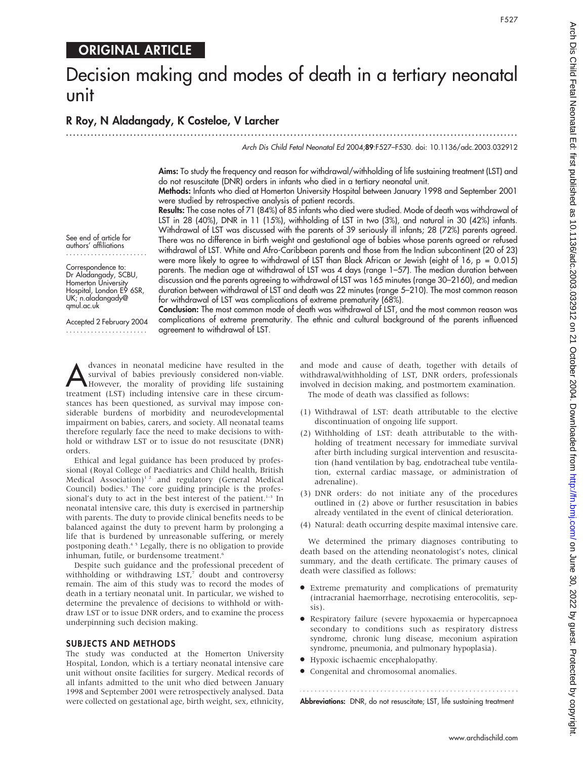## ORIGINAL ARTICLE

# Decision making and modes of death in a tertiary neonatal unit

**R Roy, N Aladangady, K Costeloe, V Larcher**

See end of article for authors' affiliations

Correspondence to: Dr Aladangady, SCBU, Homerton University Hospital, London E9 6SR, UK; n.aladangady@qmul.ac.uk

Accepted 2 February 2004

**Aims:** To study the frequency and reason for withdrawal/withholding of life sustaining treatment (LST) and do not resuscitate (DNR) orders in infants who died in a tertiary neonatal unit.

**Methods:** Infants who died at Homerton University Hospital between January 1998 and September 2001 were studied by retrospective analysis of patient records.

**Results:** The case notes of 71 (84%) of 85 infants who died were studied. Mode of death was withdrawal of LST in 28 (40%), DNR in 11 (15%), withholding of LST in two (3%), and natural in 30 (42%) infants. Withdrawal of LST was discussed with the parents of 39 seriously ill infants; 28 (72%) parents agreed. There was no difference in birth weight and gestational age of babies whose parents agreed or refused withdrawal of LST. White and Afro-Caribbean parents and those from the Indian subcontinent (20 of 23) were more likely to agree to withdrawal of LST than Black African or Jewish (eight of 16, p = 0.015) parents. The median age at withdrawal of LST was 4 days (range 1–57). The median duration between discussion and the parents agreeing to withdrawal of LST was 165 minutes (range 30–2160), and median duration between withdrawal of LST and death was 22 minutes (range 5–210). The most common reason for withdrawal of LST was complications of extreme prematurity (68%).

**Conclusion:** The most common mode of death was withdrawal of LST, and the most common reason was complications of extreme prematurity. The ethnic and cultural background of the parents influenced agreement to withdrawal of LST.

Advances in neonatal medicine have resulted in the survival of babies previously considered non-viable. However, the morality of providing life sustaining treatment (LST) including intensive care in these circumstances has been questioned, as survival may impose considerable burdens of morbidity and neurodevelopmental impairment on babies, carers, and society. All neonatal teams therefore regularly face the need to make decisions to withhold or withdraw LST or to issue do not resuscitate (DNR) orders.

Ethical and legal guidance has been produced by professional (Royal College of Paediatrics and Child health, British Medical Association)[1,2] and regulatory (General Medical Council) bodies.[3] The core guiding principle is the professional's duty to act in the best interest of the patient.[1–3] In neonatal intensive care, this duty is exercised in partnership with parents. The duty to provide clinical benefits needs to be balanced against the duty to prevent harm by prolonging a life that is burdened by unreasonable suffering, or merely postponing death.[4,5] Legally, there is no obligation to provide inhuman, futile, or burdensome treatment.[6]

Despite such guidance and the professional precedent of withholding or withdrawing LST,[7] doubt and controversy remain. The aim of this study was to record the modes of death in a tertiary neonatal unit. In particular, we wished to determine the prevalence of decisions to withhold or withdraw LST or to issue DNR orders, and to examine the process underpinning such decision making.

## SUBJECTS AND METHODS

The study was conducted at the Homerton University Hospital, London, which is a tertiary neonatal intensive care unit without onsite facilities for surgery. Medical records of all infants admitted to the unit who died between January 1998 and September 2001 were retrospectively analysed. Data were collected on gestational age, birth weight, sex, ethnicity, and mode and cause of death, together with details of withdrawal/withholding of LST, DNR orders, professionals involved in decision making, and postmortem examination.

The mode of death was classified as follows:

(1) Withdrawal of LST: death attributable to the elective discontinuation of ongoing life support.
(2) Withholding of LST: death attributable to the withholding of treatment necessary for immediate survival after birth including surgical intervention and resuscitation (hand ventilation by bag, endotracheal tube ventilation, external cardiac massage, or administration of adrenaline).
(3) DNR orders: do not initiate any of the procedures outlined in (2) above or further resuscitation in babies already ventilated in the event of clinical deterioration.
(4) Natural: death occurring despite maximal intensive care.

We determined the primary diagnoses contributing to death based on the attending neonatologist's notes, clinical summary, and the death certificate. The primary causes of death were classified as follows:

- Extreme prematurity and complications of prematurity (intracranial haemorrhage, necrotising enterocolitis, sepsis).
- Respiratory failure (severe hypoxaemia or hypercapnoea secondary to conditions such as respiratory distress syndrome, chronic lung disease, meconium aspiration syndrome, pneumonia, and pulmonary hypoplasia).
- Hypoxic ischaemic encephalopathy.
- Congenital and chromosomal anomalies.

**Abbreviations:** DNR, do not resuscitate; LST, life sustaining treatment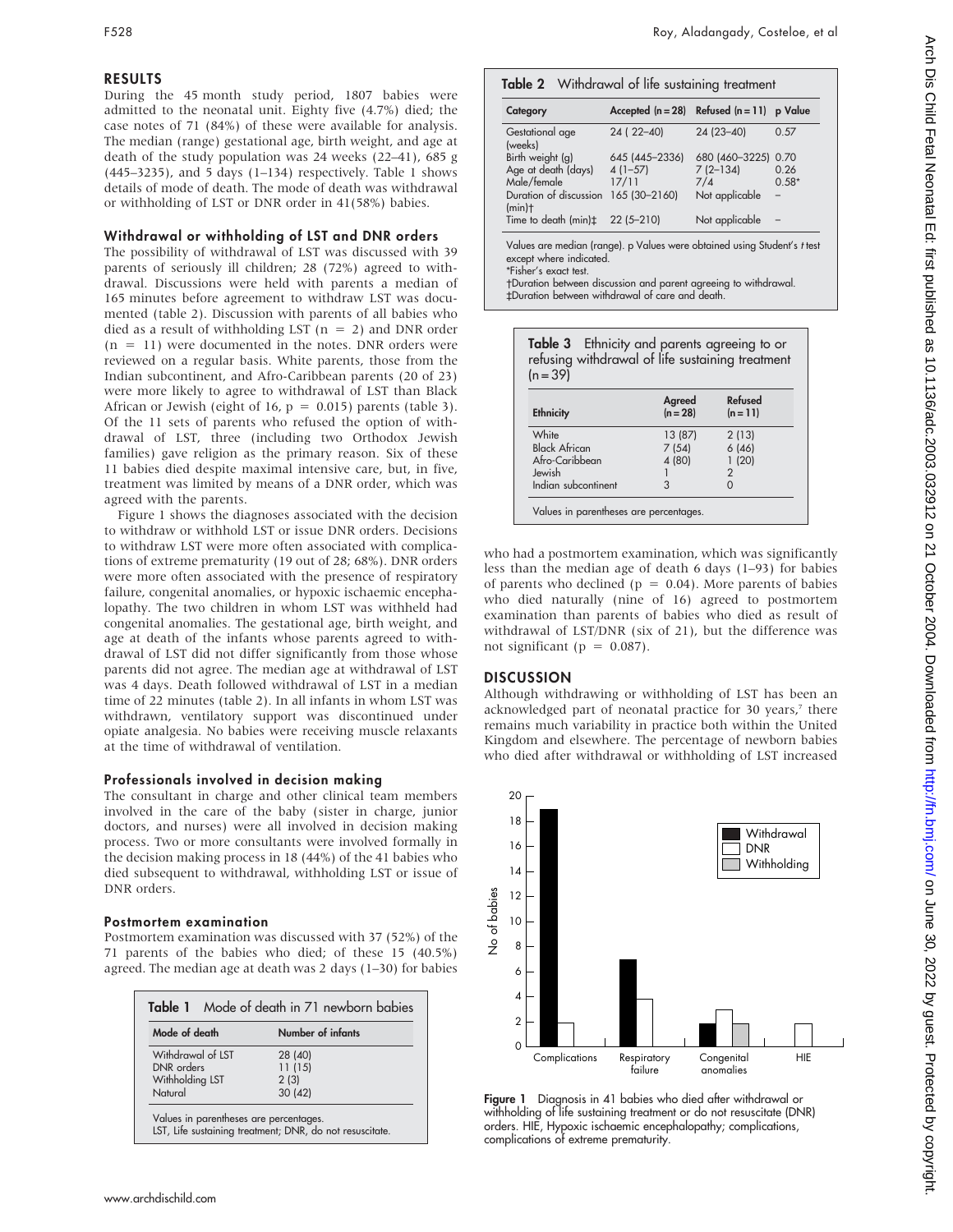## RESULTS

During the 45 month study period, 1807 babies were admitted to the neonatal unit. Eighty five (4.7%) died; the case notes of 71 (84%) of these were available for analysis. The median (range) gestational age, birth weight, and age at death of the study population was 24 weeks (22–41), 685 g (445–3235), and 5 days (1–134) respectively. Table 1 shows details of mode of death. The mode of death was withdrawal or withholding of LST or DNR order in 41(58%) babies.

### Withdrawal or withholding of LST and DNR orders

The possibility of withdrawal of LST was discussed with 39 parents of seriously ill children; 28 (72%) agreed to withdrawal. Discussions were held with parents a median of 165 minutes before agreement to withdraw LST was documented (table 2). Discussion with parents of all babies who died as a result of withholding LST (n = 2) and DNR order (n = 11) were documented in the notes. DNR orders were reviewed on a regular basis. White parents, those from the Indian subcontinent, and Afro-Caribbean parents (20 of 23) were more likely to agree to withdrawal of LST than Black African or Jewish (eight of 16, p = 0.015) parents (table 3). Of the 11 sets of parents who refused the option of withdrawal of LST, three (including two Orthodox Jewish families) gave religion as the primary reason. Six of these 11 babies died despite maximal intensive care, but, in five, treatment was limited by means of a DNR order, which was agreed with the parents.

Figure 1 shows the diagnoses associated with the decision to withdraw or withhold LST or issue DNR orders. Decisions to withdraw LST were more often associated with complications of extreme prematurity (19 out of 28; 68%). DNR orders were more often associated with the presence of respiratory failure, congenital anomalies, or hypoxic ischaemic encephalopathy. The two children in whom LST was withheld had congenital anomalies. The gestational age, birth weight, and age at death of the infants whose parents agreed to withdrawal of LST did not differ significantly from those whose parents did not agree. The median age at withdrawal of LST was 4 days. Death followed withdrawal of LST in a median time of 22 minutes (table 2). In all infants in whom LST was withdrawn, ventilatory support was discontinued under opiate analgesia. No babies were receiving muscle relaxants at the time of withdrawal of ventilation.

### Professionals involved in decision making

The consultant in charge and other clinical team members involved in the care of the baby (sister in charge, junior doctors, and nurses) were all involved in decision making process. Two or more consultants were involved formally in the decision making process in 18 (44%) of the 41 babies who died subsequent to withdrawal, withholding LST or issue of DNR orders.

### Postmortem examination

Postmortem examination was discussed with 37 (52%) of the 71 parents of the babies who died; of these 15 (40.5%) agreed. The median age at death was 2 days (1–30) for babies who had a postmortem examination, which was significantly less than the median age of death 6 days (1–93) for babies of parents who declined (p = 0.04). More parents of babies who died naturally (nine of 16) agreed to postmortem examination than parents of babies who died as result of withdrawal of LST/DNR (six of 21), but the difference was not significant (p = 0.087).

**Table 1** Mode of death in 71 newborn babies

| Mode of death | Number of infants |
|---|---|
| Withdrawal of LST | 28 (40) |
| DNR orders | 11 (15) |
| Withholding LST | 2 (3) |
| Natural | 30 (42) |

Values in parentheses are percentages.
LST, Life sustaining treatment; DNR, do not resuscitate.

**Table 2** Withdrawal of life sustaining treatment

| Category | Accepted (n = 28) | Refused (n = 11) | p Value |
|---|---|---|---|
| Gestational age (weeks) | 24 (22–40) | 24 (23–40) | 0.57 |
| Birth weight (g) | 645 (445–2336) | 680 (460–3225) | 0.70 |
| Age at death (days) | 4 (1–57) | 7 (2–134) | 0.26 |
| Male/female | 17/11 | 7/4 | 0.58* |
| Duration of discussion (min)† | 165 (30–2160) | Not applicable | – |
| Time to death (min)‡ | 22 (5–210) | Not applicable | – |

Values are median (range). p Values were obtained using Student's *t* test except where indicated.
*Fisher's exact test.
†Duration between discussion and parent agreeing to withdrawal.
‡Duration between withdrawal of care and death.

**Table 3** Ethnicity and parents agreeing to or refusing withdrawal of life sustaining treatment (n = 39)

| Ethnicity | Agreed (n = 28) | Refused (n = 11) |
|---|---|---|
| White | 13 (87) | 2 (13) |
| Black African | 7 (54) | 6 (46) |
| Afro-Caribbean | 4 (80) | 1 (20) |
| Jewish | 1 | 2 |
| Indian subcontinent | 3 | 0 |

Values in parentheses are percentages.

## DISCUSSION

Although withdrawing or withholding of LST has been an acknowledged part of neonatal practice for 30 years,[7] there remains much variability in practice both within the United Kingdom and elsewhere. The percentage of newborn babies who died after withdrawal or withholding of LST increased

**Figure 1** Diagnosis in 41 babies who died after withdrawal or withholding of life sustaining treatment or do not resuscitate (DNR) orders. HIE, Hypoxic ischaemic encephalopathy; complications, complications of extreme prematurity.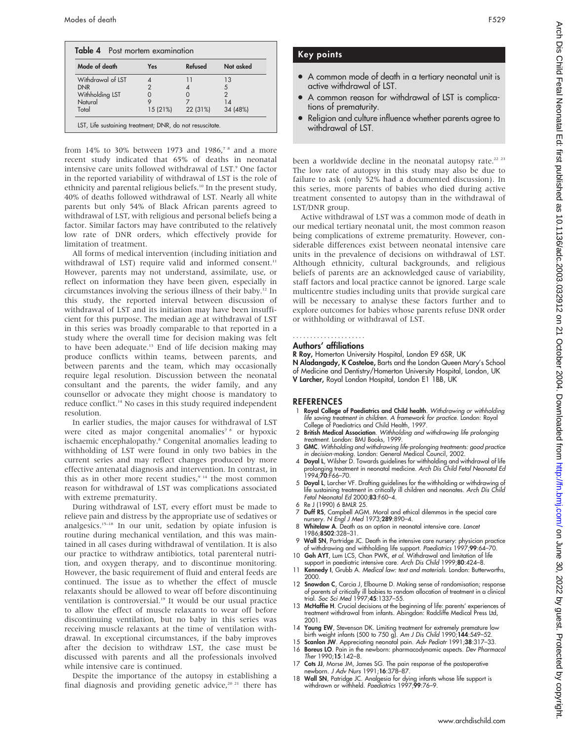**Table 4** Post mortem examination

| Mode of death | Yes | Refused | Not asked |
|---|---|---|---|
| Withdrawal of LST | 4 | 11 | 13 |
| DNR | 2 | 4 | 5 |
| Withholding LST | 0 | 0 | 2 |
| Natural | 9 | 7 | 14 |
| Total | 15 (21%) | 22 (31%) | 34 (48%) |

LST, Life sustaining treatment; DNR, do not resuscitate.

from 14% to 30% between 1973 and 1986,[7 8] and a more recent study indicated that 65% of deaths in neonatal intensive care units followed withdrawal of LST.[9] One factor in the reported variability of withdrawal of LST is the role of ethnicity and parental religious beliefs.[10] In the present study, 40% of deaths followed withdrawal of LST. Nearly all white parents but only 54% of Black African parents agreed to withdrawal of LST, with religious and personal beliefs being a factor. Similar factors may have contributed to the relatively low rate of DNR orders, which effectively provide for limitation of treatment.

All forms of medical intervention (including initiation and withdrawal of LST) require valid and informed consent.[11] However, parents may not understand, assimilate, use, or reflect on information they have been given, especially in circumstances involving the serious illness of their baby.[12] In this study, the reported interval between discussion of withdrawal of LST and its initiation may have been insufficient for this purpose. The median age at withdrawal of LST in this series was broadly comparable to that reported in a study where the overall time for decision making was felt to have been adequate.[13] End of life decision making may produce conflicts within teams, between parents, and between parents and the team, which may occasionally require legal resolution. Discussion between the neonatal consultant and the parents, the wider family, and any counsellor or advocate they might choose is mandatory to reduce conflict.[14] No cases in this study required independent resolution.

In earlier studies, the major causes for withdrawal of LST were cited as major congenital anomalies[7 8] or hypoxic ischaemic encephalopathy.[8] Congenital anomalies leading to withholding of LST were found in only two babies in the current series and may reflect changes produced by more effective antenatal diagnosis and intervention. In contrast, in this as in other more recent studies,[9 14] the most common reason for withdrawal of LST was complications associated with extreme prematurity.

During withdrawal of LST, every effort must be made to relieve pain and distress by the appropriate use of sedatives or analgesics.[15–18] In our unit, sedation by opiate infusion is routine during mechanical ventilation, and this was maintained in all cases during withdrawal of ventilation. It is also our practice to withdraw antibiotics, total parenteral nutrition, and oxygen therapy, and to discontinue monitoring. However, the basic requirement of fluid and enteral feeds are continued. The issue as to whether the effect of muscle relaxants should be allowed to wear off before discontinuing ventilation is controversial.[19] It would be our usual practice to allow the effect of muscle relaxants to wear off before discontinuing ventilation, but no baby in this series was receiving muscle relaxants at the time of ventilation withdrawal. In exceptional circumstances, if the baby improves after the decision to withdraw LST, the case must be discussed with parents and all the professionals involved while intensive care is continued.

Despite the importance of the autopsy in establishing a final diagnosis and providing genetic advice,[20 21] there has been a worldwide decline in the neonatal autopsy rate.[22 23] The low rate of autopsy in this study may also be due to failure to ask (only 52% had a documented discussion). In this series, more parents of babies who died during active treatment consented to autopsy than in the withdrawal of LST/DNR group.

Active withdrawal of LST was a common mode of death in our medical tertiary neonatal unit, the most common reason being complications of extreme prematurity. However, considerable differences exist between neonatal intensive care units in the prevalence of decisions on withdrawal of LST. Although ethnicity, cultural backgrounds, and religious beliefs of parents are an acknowledged cause of variability, staff factors and local practice cannot be ignored. Large scale multicentre studies including units that provide surgical care will be necessary to analyse these factors further and to explore outcomes for babies whose parents refuse DNR order or withholding or withdrawal of LST.

## Key points

- A common mode of death in a tertiary neonatal unit is active withdrawal of LST.
- A common reason for withdrawal of LST is complications of prematurity.
- Religion and culture influence whether parents agree to withdrawal of LST.

### Authors' affiliations

**R Roy,** Homerton University Hospital, London E9 6SR, UK
**N Aladangady, K Costeloe,** Barts and the London Queen Mary's School of Medicine and Dentistry/Homerton University Hospital, London, UK
**V Larcher,** Royal London Hospital, London E1 1BB, UK

## REFERENCES

1. **Royal College of Paediatrics and Child health**. *Withdrawing or withholding life saving treatment in children. A framework for practice*. London: Royal College of Paediatrics and Child Health, 1997.
2. **British Medical Association**. *Withholding and withdrawing life prolonging treatment*. London: BMJ Books, 1999.
3. **GMC**. *Withholding and withdrawing life-prolonging treatments: good practice in decision-making*. London: General Medical Council, 2002.
4. **Doyal L**, Wilsher D. Towards guidelines for withholding and withdrawal of life prolonging treatment in neonatal medicine. *Arch Dis Child Fetal Neonatal Ed* 1994;**70**:F66–70.
5. **Doyal L**, Larcher VF. Drafting guidelines for the withholding or withdrawing of life sustaining treatment in critically ill children and neonates. *Arch Dis Child Fetal Neonatal Ed* 2000;**83**:F60–4.
6. Re J (1990) 6 BMLR 25.
7. **Duff RS**, Campbell AGM. Moral and ethical dilemmas in the special care nursery. *N Engl J Med* 1973;**289**:890–4.
8. **Whitelaw A**. Death as an option in neonatal intensive care. *Lancet* 1986;**8502**:328–31.
9. **Wall SN**, Partridge JC. Death in the intensive care nursery: physician practice of withdrawing and withholding life support. *Paediatrics* 1997;**99**:64–70.
10. **Goh AYT**, Lum LCS, Chan PWK, *et al*. Withdrawal and limitation of life support in paediatric intensive care. *Arch Dis Child* 1999;**80**:424–8.
11. **Kennedy I**, Grubb A. *Medical law: text and materials*. London: Butterworths, 2000.
12. **Snowdon C**, Carcia J, Elbourne D. Making sense of randomisation; response of parents of critically ill babies to random allocation of treatment in a clinical trial. *Soc Sci Med* 1997;**45**:1337–55.
13. **McHaffie H**. Crucial decisions at the beginning of life: parents' experiences of treatment withdrawal from infants. Abingdon: Radcliffe Medical Press Ltd, 2001.
14. **Young EW**, Stevenson DK. Limiting treatment for extremely premature low birth weight infants (500 to 750 g). *Am J Dis Child* 1990;**144**:549–52.
15. **Scanlon JW**. Appreciating neonatal pain. *Adv Pediatr* 1991;**38**:317–33.
16. **Boreus LO**. Pain in the newborn: pharmacodynamic aspects. *Dev Pharmacol Ther* 1990;**15**:142–8.
17. **Cots JJ**, Morse JM, James SG. The pain response of the postoperative newborn. *J Adv Nurs* 1991;**16**:378–87.
18. **Wall SN**, Patridge JC. Analgesia for dying infants whose life support is withdrawn or withheld. *Paediatrics* 1997;**99**:76–9.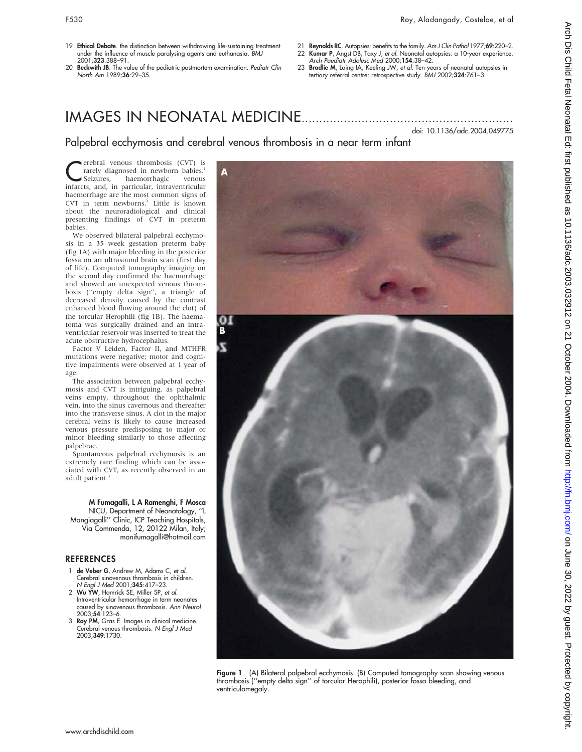19 **Ethical Debate**. the distinction between withdrawing life-sustaining treatment under the influence of muscle paralysing agents and euthanasia. *BMJ* 2001;**323**:388–91.
20 **Beckwith JB**. The value of the pediatric postmortem examination. *Pediatr Clin North Am* 1989;**36**:29–35.
21 **Reynolds RC**. Autopsies: benefits to the family. *Am J Clin Pathol* 1977;**69**:220–2.
22 **Kumar P**, Angst DB, Taxy J, *et al*. Neonatal autopsies: a 10-year experience. *Arch Paediatr Adolesc Med* 2000;**154**:38–42.
23 **Brodlie M**, Laing IA, Keeling JW, *et al*. Ten years of neonatal autopsies in tertiary referral centre: retrospective study. *BMJ* 2002;**324**:761–3.

# IMAGES IN NEONATAL MEDICINE

doi: 10.1136/adc.2004.049775

## Palpebral ecchymosis and cerebral venous thrombosis in a near term infant

Cerebral venous thrombosis (CVT) is rarely diagnosed in newborn babies.[1] Seizures, haemorrhagic venous infarcts, and, in particular, intraventricular haemorrhage are the most common signs of CVT in term newborns.[2] Little is known about the neuroradiological and clinical presenting findings of CVT in preterm babies.

We observed bilateral palpebral ecchymosis in a 35 week gestation preterm baby (fig 1A) with major bleeding in the posterior fossa on an ultrasound brain scan (first day of life). Computed tomography imaging on the second day confirmed the haemorrhage and showed an unexpected venous thrombosis (''empty delta sign'', a triangle of decreased density caused by the contrast enhanced blood flowing around the clot) of the torcular Herophili (fig 1B). The haematoma was surgically drained and an intraventricular reservoir was inserted to treat the acute obstructive hydrocephalus.

Factor V Leiden, Factor II, and MTHFR mutations were negative; motor and cognitive impairments were observed at 1 year of age.

The association between palpebral ecchymosis and CVT is intriguing, as palpebral veins empty, throughout the ophthalmic vein, into the sinus cavernous and thereafter into the transverse sinus. A clot in the major cerebral veins is likely to cause increased venous pressure predisposing to major or minor bleeding similarly to those affecting palpebrae.

Spontaneous palpebral ecchymosis is an extremely rare finding which can be associated with CVT, as recently observed in an adult patient.[3]

**M Fumagalli, L A Ramenghi, F Mosca**
NICU, Department of Neonatology, ''L Mangiagalli'' Clinic, ICP Teaching Hospitals, Via Commenda, 12, 20122 Milan, Italy; monifumagalli@hotmail.com

### REFERENCES

1 **de Veber G**, Andrew M, Adams C, *et al*. Cerebral sinovenous thrombosis in children. *N Engl J Med* 2001;**345**:417–23.
2 **Wu YW**, Hamrick SE, Miller SP, *et al*. Intraventricular hemorrhage in term neonates caused by sinovenous thrombosis. *Ann Neurol* 2003;**54**:123–6.
3 **Roy PM**, Gras E. Images in clinical medicine. Cerebral venous thrombosis. *N Engl J Med* 2003;**349**:1730.

Figure 1 (A) Bilateral palpebral ecchymosis. (B) Computed tomography scan showing venous thrombosis (''empty delta sign'' of torcular Herophili), posterior fossa bleeding, and ventriculomegaly.